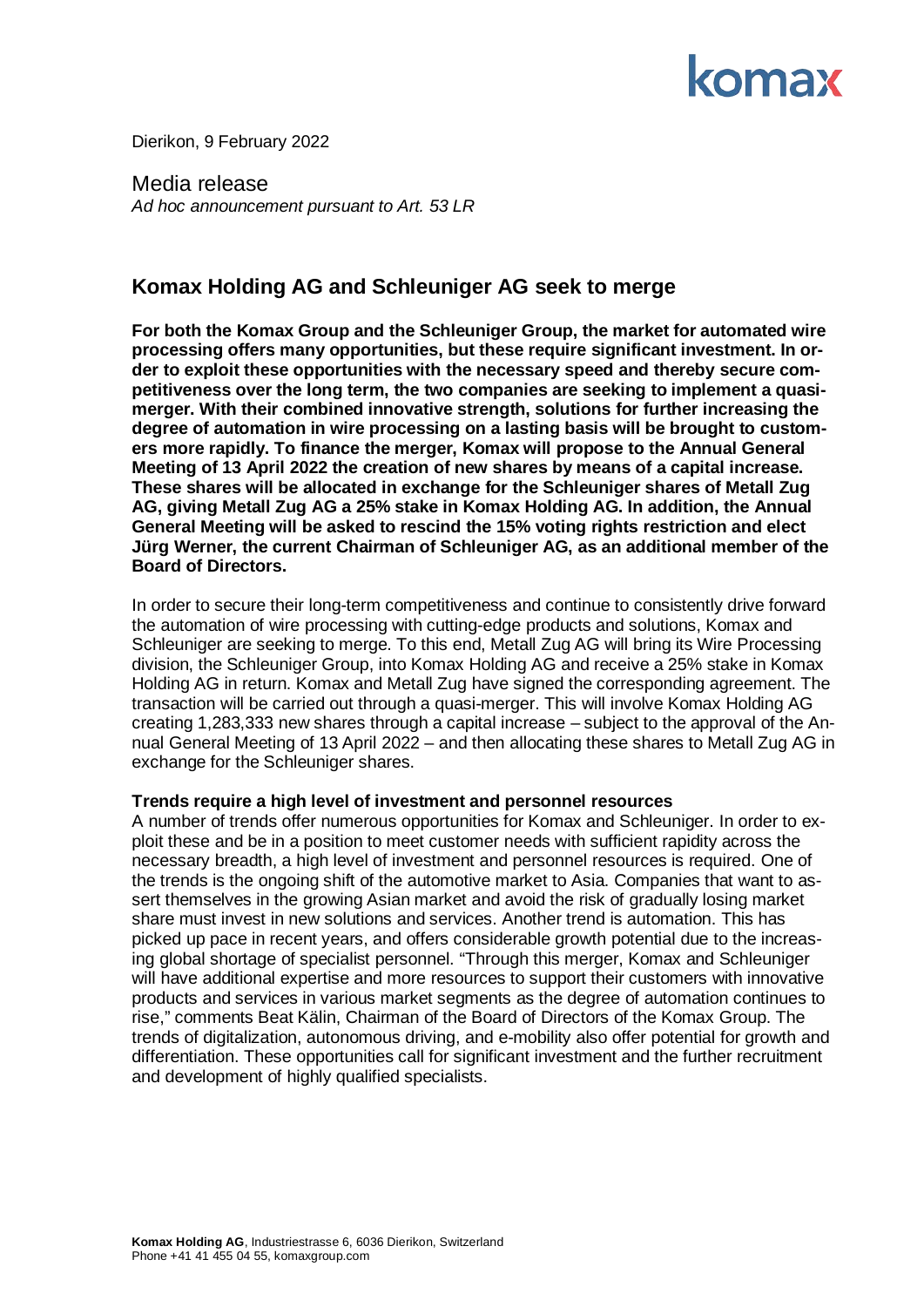Dierikon, 9 February 2022

Media release
*Ad hoc announcement pursuant to Art. 53 LR*

# Komax Holding AG and Schleuniger AG seek to merge

**For both the Komax Group and the Schleuniger Group, the market for automated wire processing offers many opportunities, but these require significant investment. In order to exploit these opportunities with the necessary speed and thereby secure competitiveness over the long term, the two companies are seeking to implement a quasi-merger. With their combined innovative strength, solutions for further increasing the degree of automation in wire processing on a lasting basis will be brought to customers more rapidly. To finance the merger, Komax will propose to the Annual General Meeting of 13 April 2022 the creation of new shares by means of a capital increase. These shares will be allocated in exchange for the Schleuniger shares of Metall Zug AG, giving Metall Zug AG a 25% stake in Komax Holding AG. In addition, the Annual General Meeting will be asked to rescind the 15% voting rights restriction and elect Jürg Werner, the current Chairman of Schleuniger AG, as an additional member of the Board of Directors.**

In order to secure their long-term competitiveness and continue to consistently drive forward the automation of wire processing with cutting-edge products and solutions, Komax and Schleuniger are seeking to merge. To this end, Metall Zug AG will bring its Wire Processing division, the Schleuniger Group, into Komax Holding AG and receive a 25% stake in Komax Holding AG in return. Komax and Metall Zug have signed the corresponding agreement. The transaction will be carried out through a quasi-merger. This will involve Komax Holding AG creating 1,283,333 new shares through a capital increase – subject to the approval of the Annual General Meeting of 13 April 2022 – and then allocating these shares to Metall Zug AG in exchange for the Schleuniger shares.

**Trends require a high level of investment and personnel resources**

A number of trends offer numerous opportunities for Komax and Schleuniger. In order to exploit these and be in a position to meet customer needs with sufficient rapidity across the necessary breadth, a high level of investment and personnel resources is required. One of the trends is the ongoing shift of the automotive market to Asia. Companies that want to assert themselves in the growing Asian market and avoid the risk of gradually losing market share must invest in new solutions and services. Another trend is automation. This has picked up pace in recent years, and offers considerable growth potential due to the increasing global shortage of specialist personnel. "Through this merger, Komax and Schleuniger will have additional expertise and more resources to support their customers with innovative products and services in various market segments as the degree of automation continues to rise," comments Beat Kälin, Chairman of the Board of Directors of the Komax Group. The trends of digitalization, autonomous driving, and e-mobility also offer potential for growth and differentiation. These opportunities call for significant investment and the further recruitment and development of highly qualified specialists.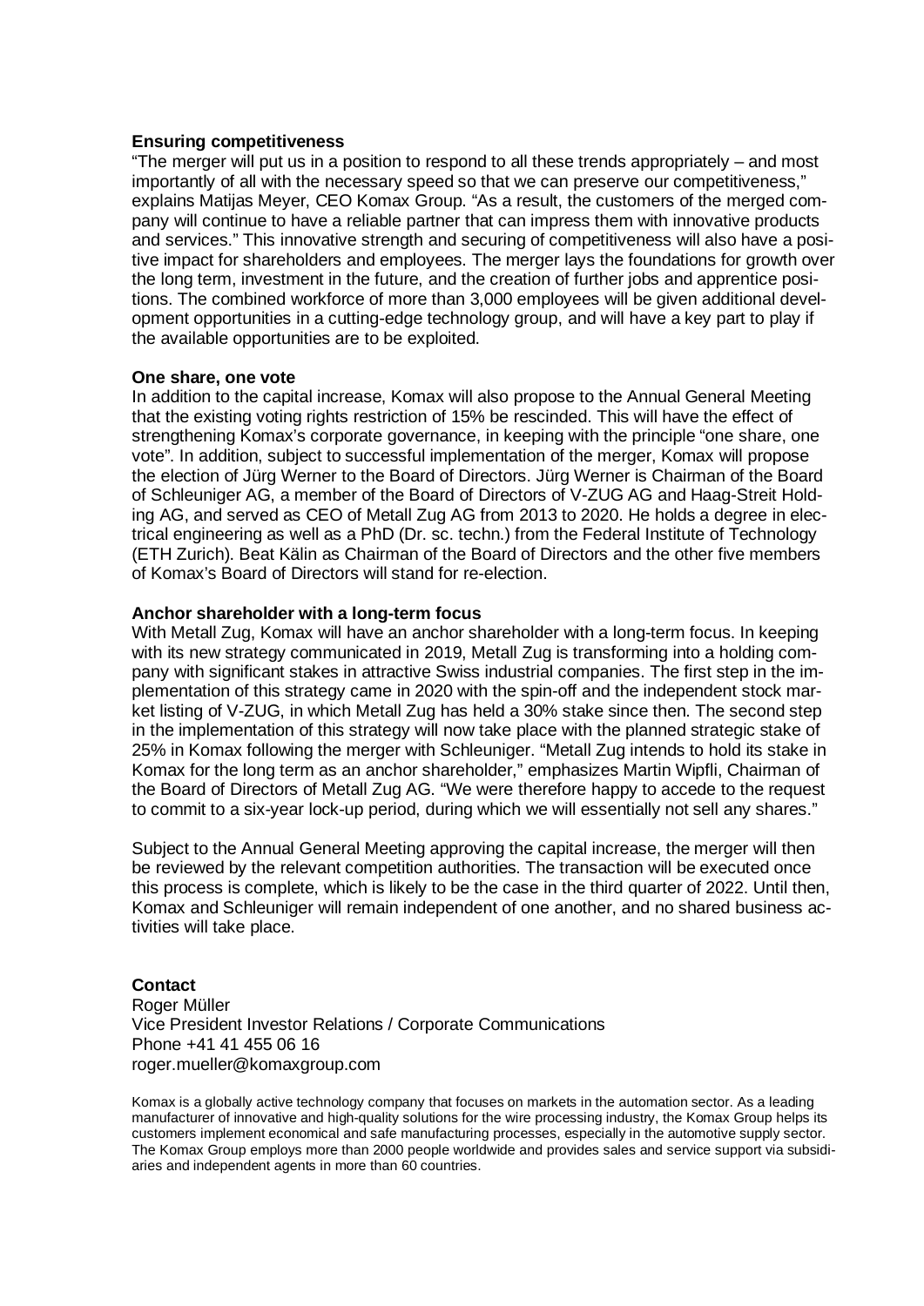**Ensuring competitiveness**

"The merger will put us in a position to respond to all these trends appropriately – and most importantly of all with the necessary speed so that we can preserve our competitiveness," explains Matijas Meyer, CEO Komax Group. "As a result, the customers of the merged company will continue to have a reliable partner that can impress them with innovative products and services." This innovative strength and securing of competitiveness will also have a positive impact for shareholders and employees. The merger lays the foundations for growth over the long term, investment in the future, and the creation of further jobs and apprentice positions. The combined workforce of more than 3,000 employees will be given additional development opportunities in a cutting-edge technology group, and will have a key part to play if the available opportunities are to be exploited.

**One share, one vote**

In addition to the capital increase, Komax will also propose to the Annual General Meeting that the existing voting rights restriction of 15% be rescinded. This will have the effect of strengthening Komax's corporate governance, in keeping with the principle "one share, one vote". In addition, subject to successful implementation of the merger, Komax will propose the election of Jürg Werner to the Board of Directors. Jürg Werner is Chairman of the Board of Schleuniger AG, a member of the Board of Directors of V-ZUG AG and Haag-Streit Holding AG, and served as CEO of Metall Zug AG from 2013 to 2020. He holds a degree in electrical engineering as well as a PhD (Dr. sc. techn.) from the Federal Institute of Technology (ETH Zurich). Beat Kälin as Chairman of the Board of Directors and the other five members of Komax's Board of Directors will stand for re-election.

**Anchor shareholder with a long-term focus**

With Metall Zug, Komax will have an anchor shareholder with a long-term focus. In keeping with its new strategy communicated in 2019, Metall Zug is transforming into a holding company with significant stakes in attractive Swiss industrial companies. The first step in the implementation of this strategy came in 2020 with the spin-off and the independent stock market listing of V-ZUG, in which Metall Zug has held a 30% stake since then. The second step in the implementation of this strategy will now take place with the planned strategic stake of 25% in Komax following the merger with Schleuniger. "Metall Zug intends to hold its stake in Komax for the long term as an anchor shareholder," emphasizes Martin Wipfli, Chairman of the Board of Directors of Metall Zug AG. "We were therefore happy to accede to the request to commit to a six-year lock-up period, during which we will essentially not sell any shares."

Subject to the Annual General Meeting approving the capital increase, the merger will then be reviewed by the relevant competition authorities. The transaction will be executed once this process is complete, which is likely to be the case in the third quarter of 2022. Until then, Komax and Schleuniger will remain independent of one another, and no shared business activities will take place.

**Contact**

Roger Müller
Vice President Investor Relations / Corporate Communications
Phone +41 41 455 06 16
roger.mueller@komaxgroup.com

Komax is a globally active technology company that focuses on markets in the automation sector. As a leading manufacturer of innovative and high-quality solutions for the wire processing industry, the Komax Group helps its customers implement economical and safe manufacturing processes, especially in the automotive supply sector. The Komax Group employs more than 2000 people worldwide and provides sales and service support via subsidiaries and independent agents in more than 60 countries.